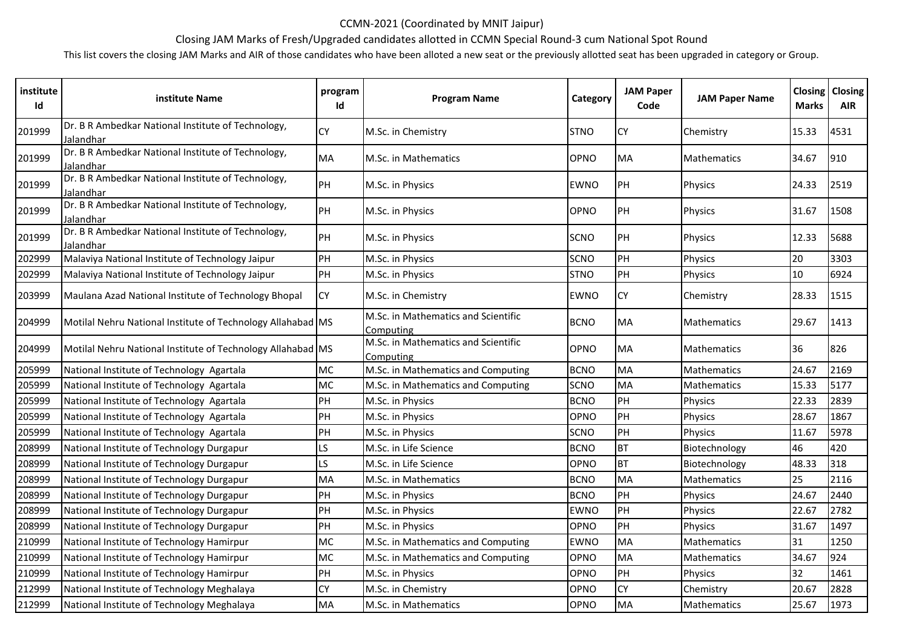# CCMN-2021 (Coordinated by MNIT Jaipur)

## Closing JAM Marks of Fresh/Upgraded candidates allotted in CCMN Special Round-3 cum National Spot Round

This list covers the closing JAM Marks and AIR of those candidates who have been alloted a new seat or the previously allotted seat has been upgraded in category or Group.

| institute Id | institute Name | program Id | Program Name | Category | JAM Paper Code | JAM Paper Name | Closing Marks | Closing AIR |
|---|---|---|---|---|---|---|---|---|
| 201999 | Dr. B R Ambedkar National Institute of Technology, Jalandhar | CY | M.Sc. in Chemistry | STNO | CY | Chemistry | 15.33 | 4531 |
| 201999 | Dr. B R Ambedkar National Institute of Technology, Jalandhar | MA | M.Sc. in Mathematics | OPNO | MA | Mathematics | 34.67 | 910 |
| 201999 | Dr. B R Ambedkar National Institute of Technology, Jalandhar | PH | M.Sc. in Physics | EWNO | PH | Physics | 24.33 | 2519 |
| 201999 | Dr. B R Ambedkar National Institute of Technology, Jalandhar | PH | M.Sc. in Physics | OPNO | PH | Physics | 31.67 | 1508 |
| 201999 | Dr. B R Ambedkar National Institute of Technology, Jalandhar | PH | M.Sc. in Physics | SCNO | PH | Physics | 12.33 | 5688 |
| 202999 | Malaviya National Institute of Technology Jaipur | PH | M.Sc. in Physics | SCNO | PH | Physics | 20 | 3303 |
| 202999 | Malaviya National Institute of Technology Jaipur | PH | M.Sc. in Physics | STNO | PH | Physics | 10 | 6924 |
| 203999 | Maulana Azad National Institute of Technology Bhopal | CY | M.Sc. in Chemistry | EWNO | CY | Chemistry | 28.33 | 1515 |
| 204999 | Motilal Nehru National Institute of Technology Allahabad | MS | M.Sc. in Mathematics and Scientific Computing | BCNO | MA | Mathematics | 29.67 | 1413 |
| 204999 | Motilal Nehru National Institute of Technology Allahabad | MS | M.Sc. in Mathematics and Scientific Computing | OPNO | MA | Mathematics | 36 | 826 |
| 205999 | National Institute of Technology Agartala | MC | M.Sc. in Mathematics and Computing | BCNO | MA | Mathematics | 24.67 | 2169 |
| 205999 | National Institute of Technology Agartala | MC | M.Sc. in Mathematics and Computing | SCNO | MA | Mathematics | 15.33 | 5177 |
| 205999 | National Institute of Technology Agartala | PH | M.Sc. in Physics | BCNO | PH | Physics | 22.33 | 2839 |
| 205999 | National Institute of Technology Agartala | PH | M.Sc. in Physics | OPNO | PH | Physics | 28.67 | 1867 |
| 205999 | National Institute of Technology Agartala | PH | M.Sc. in Physics | SCNO | PH | Physics | 11.67 | 5978 |
| 208999 | National Institute of Technology Durgapur | LS | M.Sc. in Life Science | BCNO | BT | Biotechnology | 46 | 420 |
| 208999 | National Institute of Technology Durgapur | LS | M.Sc. in Life Science | OPNO | BT | Biotechnology | 48.33 | 318 |
| 208999 | National Institute of Technology Durgapur | MA | M.Sc. in Mathematics | BCNO | MA | Mathematics | 25 | 2116 |
| 208999 | National Institute of Technology Durgapur | PH | M.Sc. in Physics | BCNO | PH | Physics | 24.67 | 2440 |
| 208999 | National Institute of Technology Durgapur | PH | M.Sc. in Physics | EWNO | PH | Physics | 22.67 | 2782 |
| 208999 | National Institute of Technology Durgapur | PH | M.Sc. in Physics | OPNO | PH | Physics | 31.67 | 1497 |
| 210999 | National Institute of Technology Hamirpur | MC | M.Sc. in Mathematics and Computing | EWNO | MA | Mathematics | 31 | 1250 |
| 210999 | National Institute of Technology Hamirpur | MC | M.Sc. in Mathematics and Computing | OPNO | MA | Mathematics | 34.67 | 924 |
| 210999 | National Institute of Technology Hamirpur | PH | M.Sc. in Physics | OPNO | PH | Physics | 32 | 1461 |
| 212999 | National Institute of Technology Meghalaya | CY | M.Sc. in Chemistry | OPNO | CY | Chemistry | 20.67 | 2828 |
| 212999 | National Institute of Technology Meghalaya | MA | M.Sc. in Mathematics | OPNO | MA | Mathematics | 25.67 | 1973 |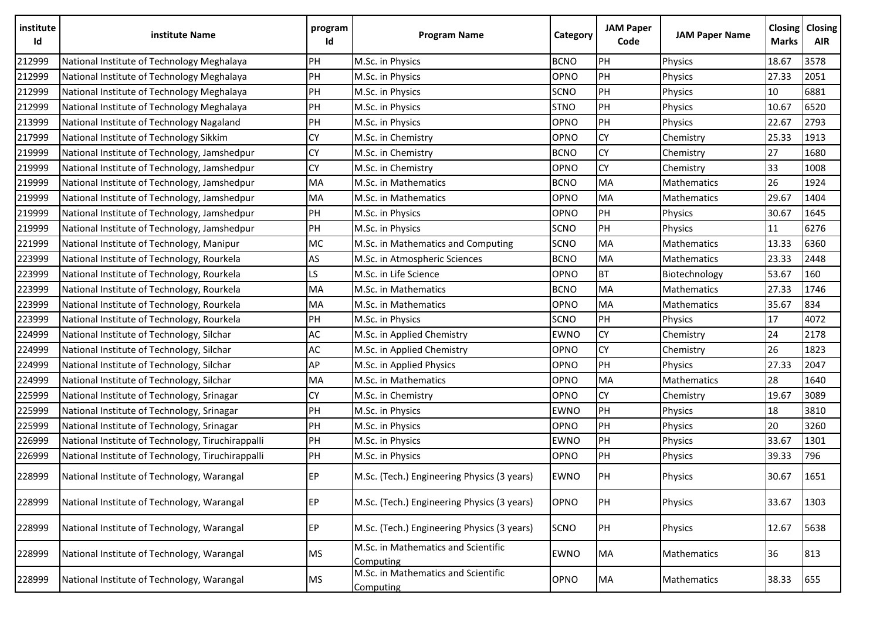| institute Id | institute Name | program Id | Program Name | Category | JAM Paper Code | JAM Paper Name | Closing Marks | Closing AIR |
|---|---|---|---|---|---|---|---|---|
| 212999 | National Institute of Technology Meghalaya | PH | M.Sc. in Physics | BCNO | PH | Physics | 18.67 | 3578 |
| 212999 | National Institute of Technology Meghalaya | PH | M.Sc. in Physics | OPNO | PH | Physics | 27.33 | 2051 |
| 212999 | National Institute of Technology Meghalaya | PH | M.Sc. in Physics | SCNO | PH | Physics | 10 | 6881 |
| 212999 | National Institute of Technology Meghalaya | PH | M.Sc. in Physics | STNO | PH | Physics | 10.67 | 6520 |
| 213999 | National Institute of Technology Nagaland | PH | M.Sc. in Physics | OPNO | PH | Physics | 22.67 | 2793 |
| 217999 | National Institute of Technology Sikkim | CY | M.Sc. in Chemistry | OPNO | CY | Chemistry | 25.33 | 1913 |
| 219999 | National Institute of Technology, Jamshedpur | CY | M.Sc. in Chemistry | BCNO | CY | Chemistry | 27 | 1680 |
| 219999 | National Institute of Technology, Jamshedpur | CY | M.Sc. in Chemistry | OPNO | CY | Chemistry | 33 | 1008 |
| 219999 | National Institute of Technology, Jamshedpur | MA | M.Sc. in Mathematics | BCNO | MA | Mathematics | 26 | 1924 |
| 219999 | National Institute of Technology, Jamshedpur | MA | M.Sc. in Mathematics | OPNO | MA | Mathematics | 29.67 | 1404 |
| 219999 | National Institute of Technology, Jamshedpur | PH | M.Sc. in Physics | OPNO | PH | Physics | 30.67 | 1645 |
| 219999 | National Institute of Technology, Jamshedpur | PH | M.Sc. in Physics | SCNO | PH | Physics | 11 | 6276 |
| 221999 | National Institute of Technology, Manipur | MC | M.Sc. in Mathematics and Computing | SCNO | MA | Mathematics | 13.33 | 6360 |
| 223999 | National Institute of Technology, Rourkela | AS | M.Sc. in Atmospheric Sciences | BCNO | MA | Mathematics | 23.33 | 2448 |
| 223999 | National Institute of Technology, Rourkela | LS | M.Sc. in Life Science | OPNO | BT | Biotechnology | 53.67 | 160 |
| 223999 | National Institute of Technology, Rourkela | MA | M.Sc. in Mathematics | BCNO | MA | Mathematics | 27.33 | 1746 |
| 223999 | National Institute of Technology, Rourkela | MA | M.Sc. in Mathematics | OPNO | MA | Mathematics | 35.67 | 834 |
| 223999 | National Institute of Technology, Rourkela | PH | M.Sc. in Physics | SCNO | PH | Physics | 17 | 4072 |
| 224999 | National Institute of Technology, Silchar | AC | M.Sc. in Applied Chemistry | EWNO | CY | Chemistry | 24 | 2178 |
| 224999 | National Institute of Technology, Silchar | AC | M.Sc. in Applied Chemistry | OPNO | CY | Chemistry | 26 | 1823 |
| 224999 | National Institute of Technology, Silchar | AP | M.Sc. in Applied Physics | OPNO | PH | Physics | 27.33 | 2047 |
| 224999 | National Institute of Technology, Silchar | MA | M.Sc. in Mathematics | OPNO | MA | Mathematics | 28 | 1640 |
| 225999 | National Institute of Technology, Srinagar | CY | M.Sc. in Chemistry | OPNO | CY | Chemistry | 19.67 | 3089 |
| 225999 | National Institute of Technology, Srinagar | PH | M.Sc. in Physics | EWNO | PH | Physics | 18 | 3810 |
| 225999 | National Institute of Technology, Srinagar | PH | M.Sc. in Physics | OPNO | PH | Physics | 20 | 3260 |
| 226999 | National Institute of Technology, Tiruchirappalli | PH | M.Sc. in Physics | EWNO | PH | Physics | 33.67 | 1301 |
| 226999 | National Institute of Technology, Tiruchirappalli | PH | M.Sc. in Physics | OPNO | PH | Physics | 39.33 | 796 |
| 228999 | National Institute of Technology, Warangal | EP | M.Sc. (Tech.) Engineering Physics (3 years) | EWNO | PH | Physics | 30.67 | 1651 |
| 228999 | National Institute of Technology, Warangal | EP | M.Sc. (Tech.) Engineering Physics (3 years) | OPNO | PH | Physics | 33.67 | 1303 |
| 228999 | National Institute of Technology, Warangal | EP | M.Sc. (Tech.) Engineering Physics (3 years) | SCNO | PH | Physics | 12.67 | 5638 |
| 228999 | National Institute of Technology, Warangal | MS | M.Sc. in Mathematics and Scientific Computing | EWNO | MA | Mathematics | 36 | 813 |
| 228999 | National Institute of Technology, Warangal | MS | M.Sc. in Mathematics and Scientific Computing | OPNO | MA | Mathematics | 38.33 | 655 |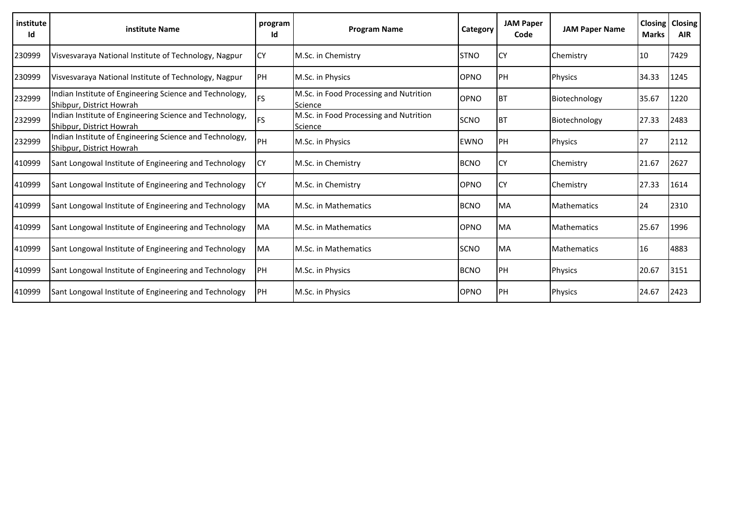| institute Id | institute Name | program Id | Program Name | Category | JAM Paper Code | JAM Paper Name | Closing Marks | Closing AIR |
|---|---|---|---|---|---|---|---|---|
| 230999 | Visvesvaraya National Institute of Technology, Nagpur | CY | M.Sc. in Chemistry | STNO | CY | Chemistry | 10 | 7429 |
| 230999 | Visvesvaraya National Institute of Technology, Nagpur | PH | M.Sc. in Physics | OPNO | PH | Physics | 34.33 | 1245 |
| 232999 | Indian Institute of Engineering Science and Technology, Shibpur, District Howrah | FS | M.Sc. in Food Processing and Nutrition Science | OPNO | BT | Biotechnology | 35.67 | 1220 |
| 232999 | Indian Institute of Engineering Science and Technology, Shibpur, District Howrah | FS | M.Sc. in Food Processing and Nutrition Science | SCNO | BT | Biotechnology | 27.33 | 2483 |
| 232999 | Indian Institute of Engineering Science and Technology, Shibpur, District Howrah | PH | M.Sc. in Physics | EWNO | PH | Physics | 27 | 2112 |
| 410999 | Sant Longowal Institute of Engineering and Technology | CY | M.Sc. in Chemistry | BCNO | CY | Chemistry | 21.67 | 2627 |
| 410999 | Sant Longowal Institute of Engineering and Technology | CY | M.Sc. in Chemistry | OPNO | CY | Chemistry | 27.33 | 1614 |
| 410999 | Sant Longowal Institute of Engineering and Technology | MA | M.Sc. in Mathematics | BCNO | MA | Mathematics | 24 | 2310 |
| 410999 | Sant Longowal Institute of Engineering and Technology | MA | M.Sc. in Mathematics | OPNO | MA | Mathematics | 25.67 | 1996 |
| 410999 | Sant Longowal Institute of Engineering and Technology | MA | M.Sc. in Mathematics | SCNO | MA | Mathematics | 16 | 4883 |
| 410999 | Sant Longowal Institute of Engineering and Technology | PH | M.Sc. in Physics | BCNO | PH | Physics | 20.67 | 3151 |
| 410999 | Sant Longowal Institute of Engineering and Technology | PH | M.Sc. in Physics | OPNO | PH | Physics | 24.67 | 2423 |